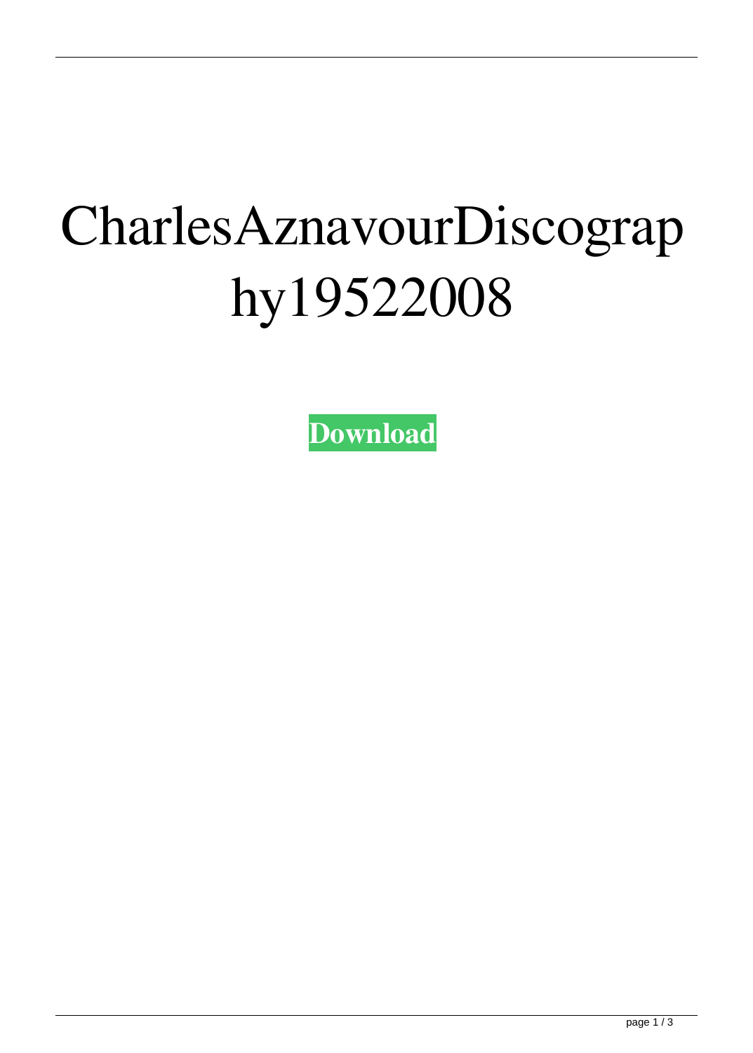# CharlesAznavourDiscography19522008

**Download**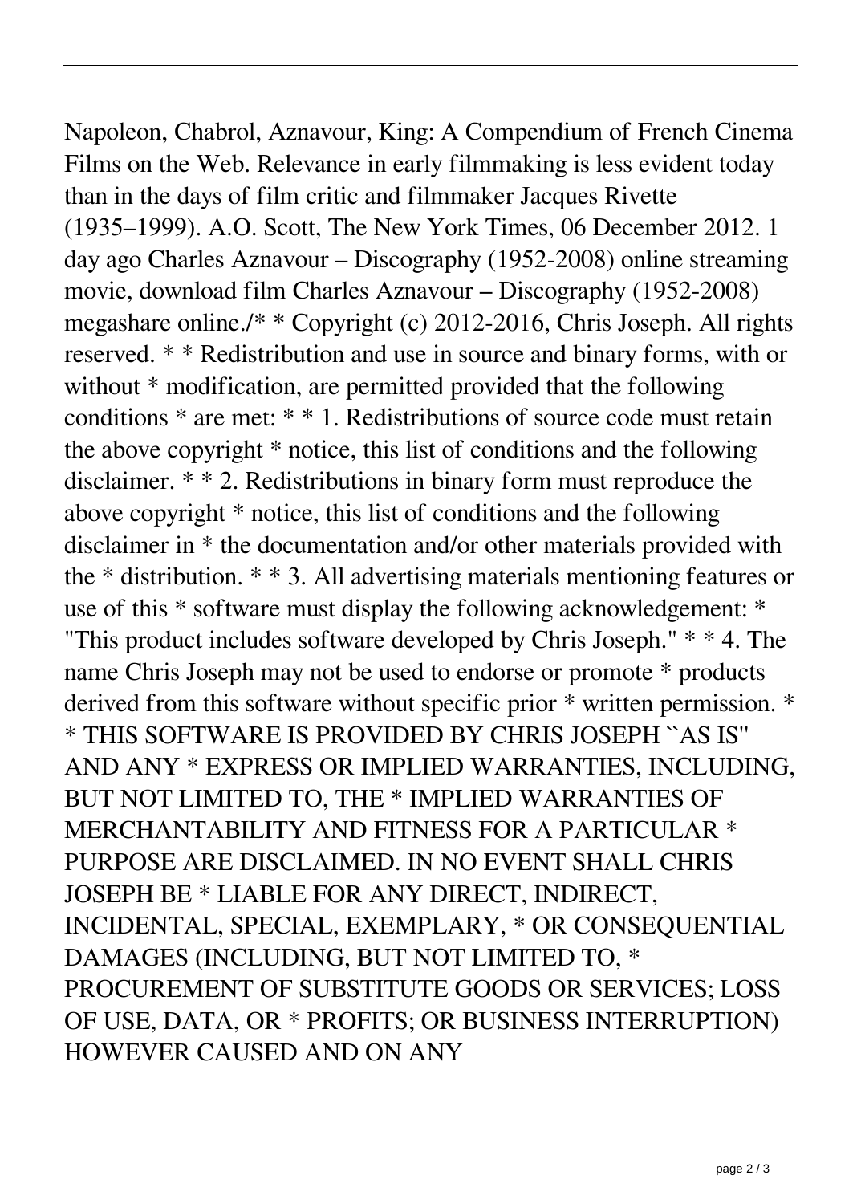Napoleon, Chabrol, Aznavour, King: A Compendium of French Cinema Films on the Web. Relevance in early filmmaking is less evident today than in the days of film critic and filmmaker Jacques Rivette (1935–1999). A.O. Scott, The New York Times, 06 December 2012. 1 day ago Charles Aznavour – Discography (1952-2008) online streaming movie, download film Charles Aznavour – Discography (1952-2008) megashare online./* * Copyright (c) 2012-2016, Chris Joseph. All rights reserved. * * Redistribution and use in source and binary forms, with or without * modification, are permitted provided that the following conditions * are met: * * 1. Redistributions of source code must retain the above copyright * notice, this list of conditions and the following disclaimer. * * 2. Redistributions in binary form must reproduce the above copyright * notice, this list of conditions and the following disclaimer in * the documentation and/or other materials provided with the * distribution. * * 3. All advertising materials mentioning features or use of this * software must display the following acknowledgement: * "This product includes software developed by Chris Joseph." * * 4. The name Chris Joseph may not be used to endorse or promote * products derived from this software without specific prior * written permission. * * THIS SOFTWARE IS PROVIDED BY CHRIS JOSEPH ``AS IS'' AND ANY * EXPRESS OR IMPLIED WARRANTIES, INCLUDING, BUT NOT LIMITED TO, THE * IMPLIED WARRANTIES OF MERCHANTABILITY AND FITNESS FOR A PARTICULAR * PURPOSE ARE DISCLAIMED. IN NO EVENT SHALL CHRIS JOSEPH BE * LIABLE FOR ANY DIRECT, INDIRECT, INCIDENTAL, SPECIAL, EXEMPLARY, * OR CONSEQUENTIAL DAMAGES (INCLUDING, BUT NOT LIMITED TO, * PROCUREMENT OF SUBSTITUTE GOODS OR SERVICES; LOSS OF USE, DATA, OR * PROFITS; OR BUSINESS INTERRUPTION) HOWEVER CAUSED AND ON ANY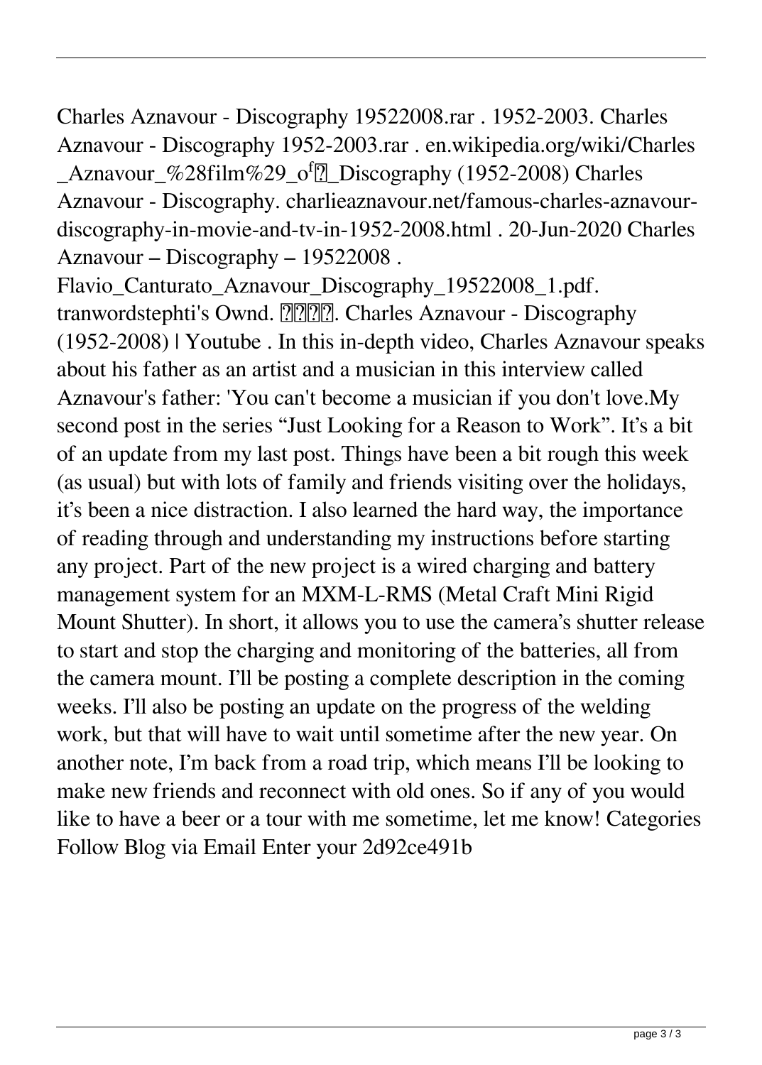Charles Aznavour - Discography 19522008.rar . 1952-2003. Charles Aznavour - Discography 1952-2003.rar . en.wikipedia.org/wiki/Charles_Aznavour_%28film%29_of�_Discography (1952-2008) Charles Aznavour - Discography. charlieaznavour.net/famous-charles-aznavour-discography-in-movie-and-tv-in-1952-2008.html . 20-Jun-2020 Charles Aznavour – Discography – 19522008 . Flavio_Canturato_Aznavour_Discography_19522008_1.pdf. tranwordstephti's Ownd. ����. Charles Aznavour - Discography (1952-2008) | Youtube . In this in-depth video, Charles Aznavour speaks about his father as an artist and a musician in this interview called Aznavour's father: 'You can't become a musician if you don't love.My second post in the series "Just Looking for a Reason to Work". It's a bit of an update from my last post. Things have been a bit rough this week (as usual) but with lots of family and friends visiting over the holidays, it's been a nice distraction. I also learned the hard way, the importance of reading through and understanding my instructions before starting any project. Part of the new project is a wired charging and battery management system for an MXM-L-RMS (Metal Craft Mini Rigid Mount Shutter). In short, it allows you to use the camera's shutter release to start and stop the charging and monitoring of the batteries, all from the camera mount. I'll be posting a complete description in the coming weeks. I'll also be posting an update on the progress of the welding work, but that will have to wait until sometime after the new year. On another note, I'm back from a road trip, which means I'll be looking to make new friends and reconnect with old ones. So if any of you would like to have a beer or a tour with me sometime, let me know! Categories Follow Blog via Email Enter your 2d92ce491b